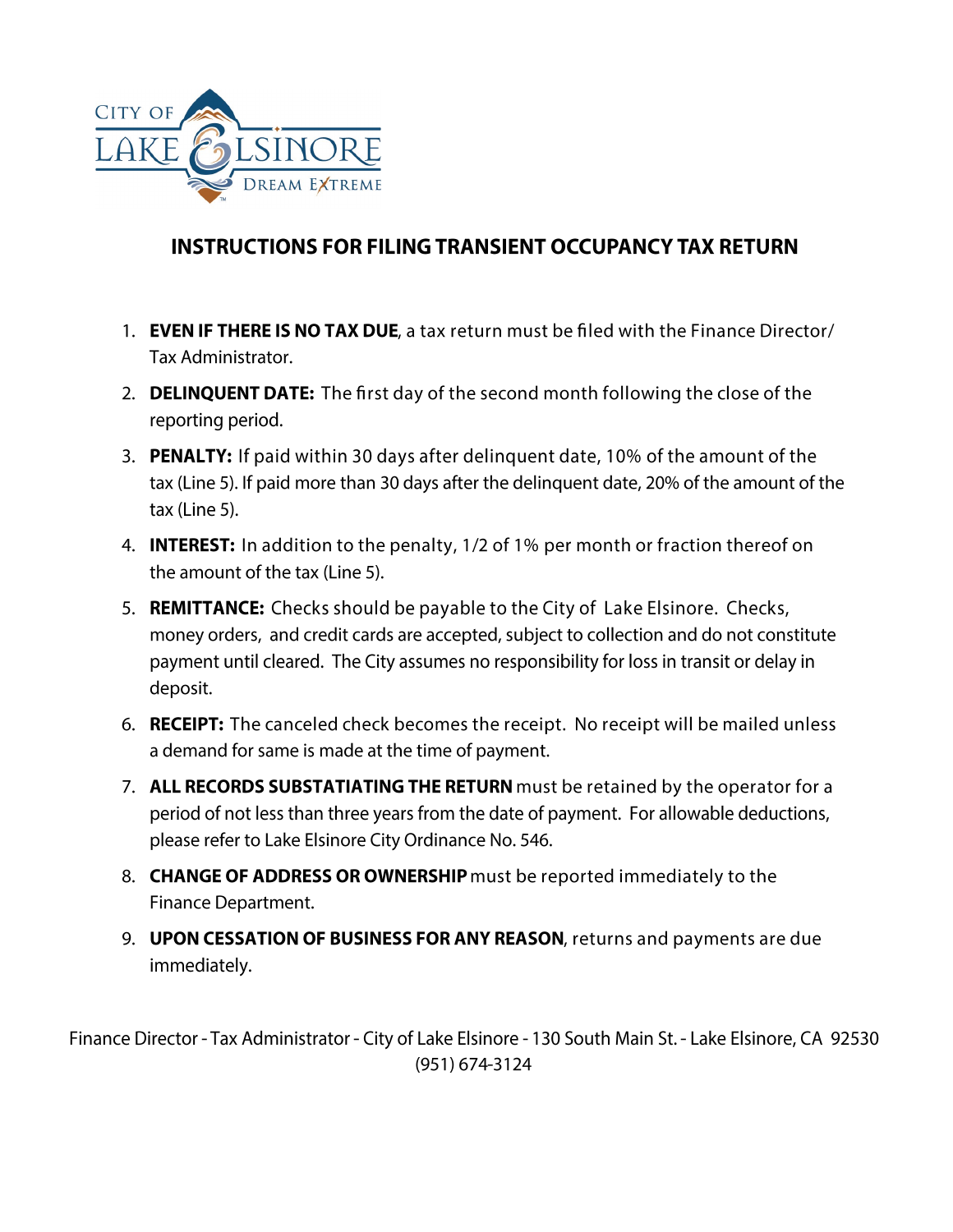CITY OF LAKE ELSINORE

DREAM EXTREME

# INSTRUCTIONS FOR FILING TRANSIENT OCCUPANCY TAX RETURN

1. **EVEN IF THERE IS NO TAX DUE**, a tax return must be filed with the Finance Director/ Tax Administrator.
2. **DELINQUENT DATE:** The first day of the second month following the close of the reporting period.
3. **PENALTY:** If paid within 30 days after delinquent date, 10% of the amount of the tax (Line 5). If paid more than 30 days after the delinquent date, 20% of the amount of the tax (Line 5).
4. **INTEREST:** In addition to the penalty, 1/2 of 1% per month or fraction thereof on the amount of the tax (Line 5).
5. **REMITTANCE:** Checks should be payable to the City of Lake Elsinore. Checks, money orders, and credit cards are accepted, subject to collection and do not constitute payment until cleared. The City assumes no responsibility for loss in transit or delay in deposit.
6. **RECEIPT:** The canceled check becomes the receipt. No receipt will be mailed unless a demand for same is made at the time of payment.
7. **ALL RECORDS SUBSTATIATING THE RETURN** must be retained by the operator for a period of not less than three years from the date of payment. For allowable deductions, please refer to Lake Elsinore City Ordinance No. 546.
8. **CHANGE OF ADDRESS OR OWNERSHIP** must be reported immediately to the Finance Department.
9. **UPON CESSATION OF BUSINESS FOR ANY REASON**, returns and payments are due immediately.

Finance Director - Tax Administrator - City of Lake Elsinore - 130 South Main St. - Lake Elsinore, CA 92530
(951) 674-3124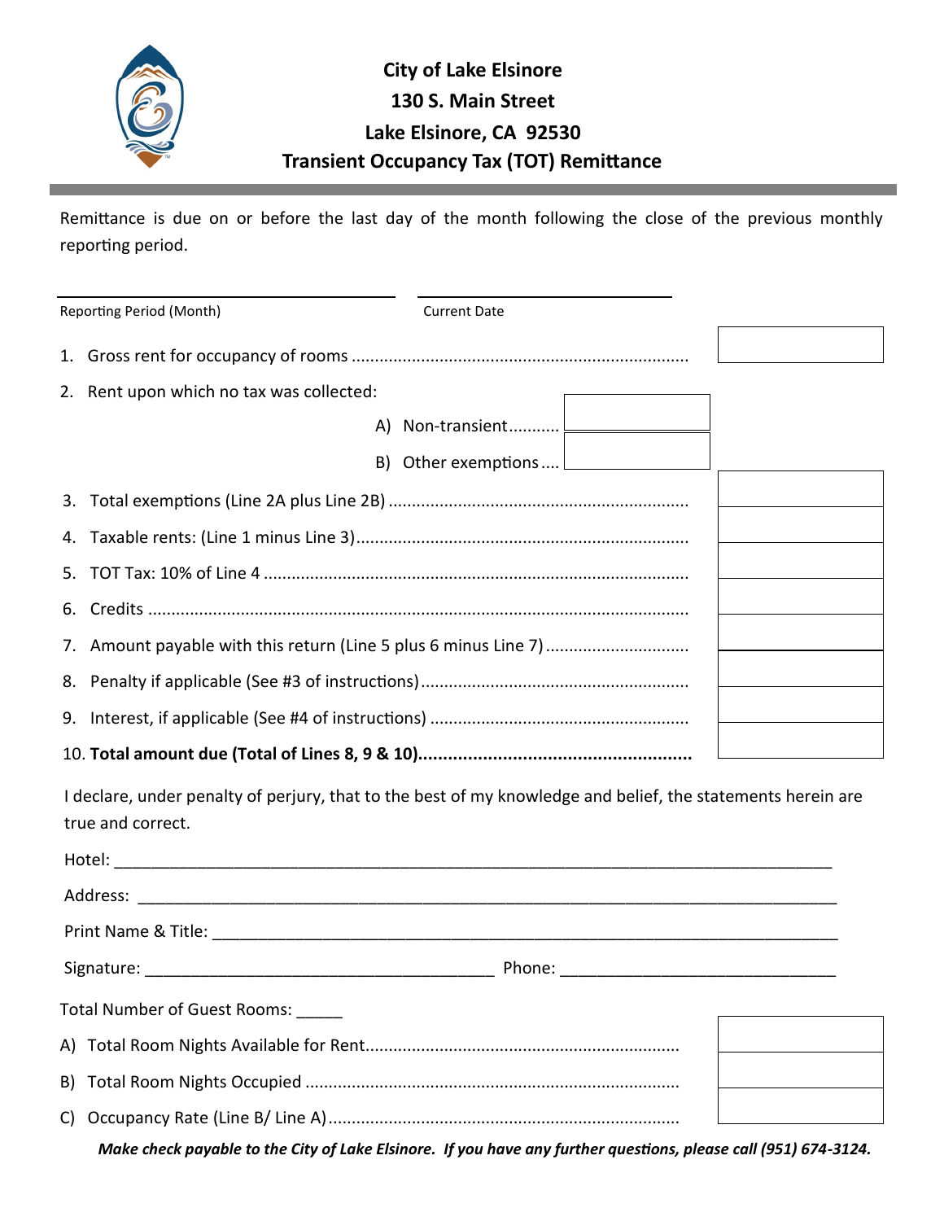# City of Lake Elsinore
## 130 S. Main Streeet
## Lake Elsinore, CA 92530
## Transient Occupancy Tax (TOT) Remittance

Remittance is due on or before the last day of the month following the close of the previous monthly reporting period.

\_\_\_\_\_\_\_\_\_\_\_\_\_\_\_\_\_\_\_\_\_\_\_\_\_\_\_\_\_\_ \_\_\_\_\_\_\_\_\_\_\_\_\_\_\_\_\_\_\_\_\_\_\_\_

Reporting Period (Month) Current Date

| | | |
|---|---|---|
| 1. Gross rent for occupancy of rooms | | |
| 2. Rent upon which no tax was collected: | | |
| A) Non-transient | | |
| B) Other exemptions | | |
| 3. Total exemptions (Line 2A plus Line 2B) | | |
| 4. Taxable rents: (Line 1 minus Line 3) | | |
| 5. TOT Tax: 10% of Line 4 | | |
| 6. Credits | | |
| 7. Amount payable with this return (Line 5 plus 6 minus Line 7) | | |
| 8. Penalty if applicable (See #3 of instructions) | | |
| 9. Interest, if applicable (See #4 of instructions) | | |
| 10. **Total amount due (Total of Lines 8, 9 & 10)** | | |

I declare, under penalty of perjury, that to the best of my knowledge and belief, the statements herein are true and correct.

Hotel: \_\_\_\_\_\_\_\_\_\_\_\_\_\_\_\_\_\_\_\_\_\_\_\_\_\_\_\_\_\_\_\_\_\_\_\_\_\_\_\_\_\_\_\_\_\_\_\_\_\_\_\_\_\_\_\_\_\_\_\_

Address: \_\_\_\_\_\_\_\_\_\_\_\_\_\_\_\_\_\_\_\_\_\_\_\_\_\_\_\_\_\_\_\_\_\_\_\_\_\_\_\_\_\_\_\_\_\_\_\_\_\_\_\_\_\_\_\_\_\_

Print Name & Title: \_\_\_\_\_\_\_\_\_\_\_\_\_\_\_\_\_\_\_\_\_\_\_\_\_\_\_\_\_\_\_\_\_\_\_\_\_\_\_\_\_\_\_\_\_\_\_\_\_\_

Signature: \_\_\_\_\_\_\_\_\_\_\_\_\_\_\_\_\_\_\_\_\_\_\_\_\_\_\_\_\_\_ Phone: \_\_\_\_\_\_\_\_\_\_\_\_\_\_\_\_\_\_\_\_\_\_\_

Total Number of Guest Rooms: \_\_\_\_\_

| | |
|---|---|
| A) Total Room Nights Available for Rent | |
| B) Total Room Nights Occupied | |
| C) Occupancy Rate (Line B/ Line A) | |

***Make check payable to the City of Lake Elsinore. If you have any further questions, please call (951) 674-3124.***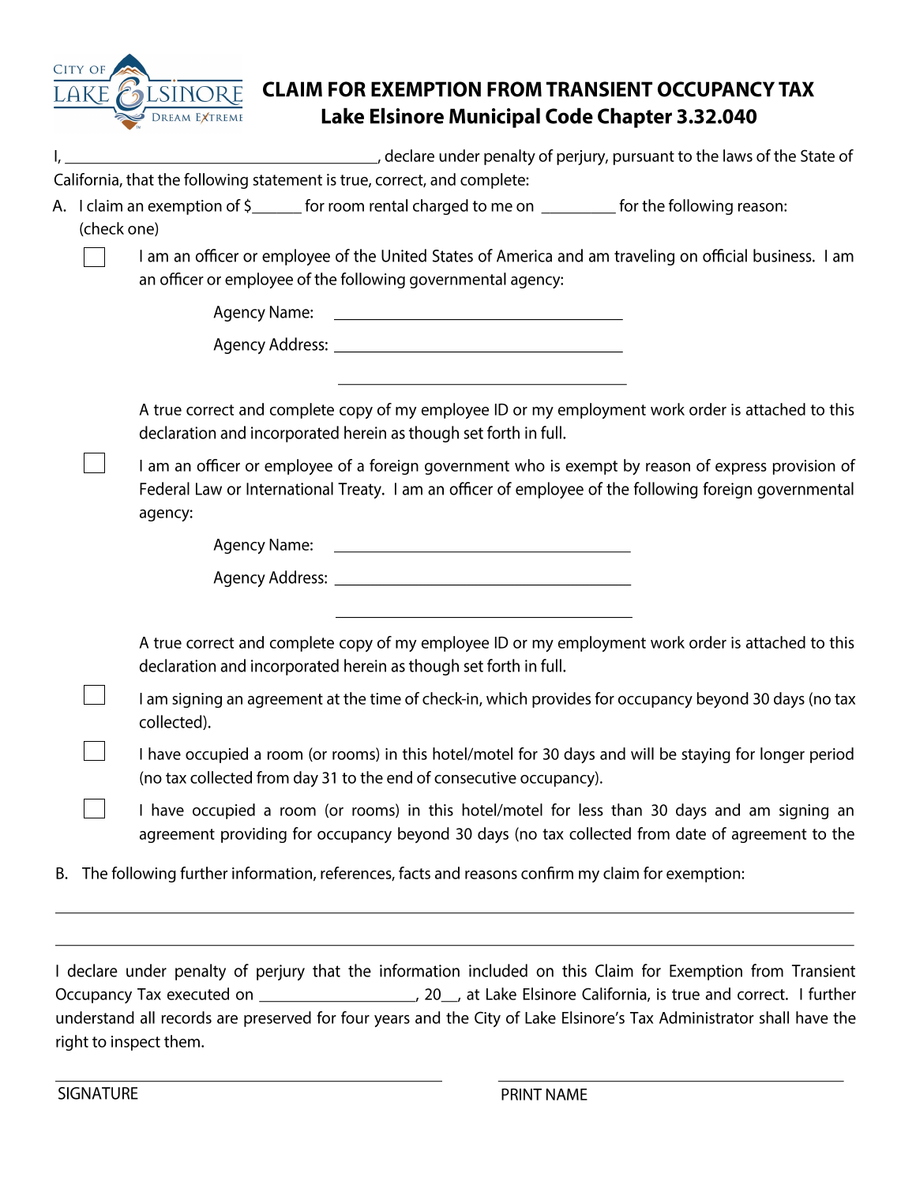# CLAIM FOR EXEMPTION FROM TRANSIENT OCCUPANCY TAX
## Lake Elsinore Municipal Code Chapter 3.32.040

I, ________________________________________, declare under penalty of perjury, pursuant to the laws of the State of California, that the following statement is true, correct, and complete:

A. I claim an exemption of $______ for room rental charged to me on __________ for the following reason: (check one)

☐ I am an officer or employee of the United States of America and am traveling on official business. I am an officer or employee of the following governmental agency:

Agency Name: ______________________________________

Agency Address: ______________________________________

______________________________________

A true correct and complete copy of my employee ID or my employment work order is attached to this declaration and incorporated herein as though set forth in full.

☐ I am an officer or employee of a foreign government who is exempt by reason of express provision of Federal Law or International Treaty. I am an officer of employee of the following foreign governmental agency:

Agency Name: ______________________________________

Agency Address: ______________________________________

______________________________________

A true correct and complete copy of my employee ID or my employment work order is attached to this declaration and incorporated herein as though set forth in full.

☐ I am signing an agreement at the time of check-in, which provides for occupancy beyond 30 days (no tax collected).

☐ I have occupied a room (or rooms) in this hotel/motel for 30 days and will be staying for longer period (no tax collected from day 31 to the end of consecutive occupancy).

☐ I have occupied a room (or rooms) in this hotel/motel for less than 30 days and am signing an agreement providing for occupancy beyond 30 days (no tax collected from date of agreement to the

B. The following further information, references, facts and reasons confirm my claim for exemption:

______________________________________________________________________________

______________________________________________________________________________

I declare under penalty of perjury that the information included on this Claim for Exemption from Transient Occupancy Tax executed on ____________________, 20__, at Lake Elsinore California, is true and correct. I further understand all records are preserved for four years and the City of Lake Elsinore's Tax Administrator shall have the right to inspect them.

______________________________ SIGNATURE

______________________________ PRINT NAME